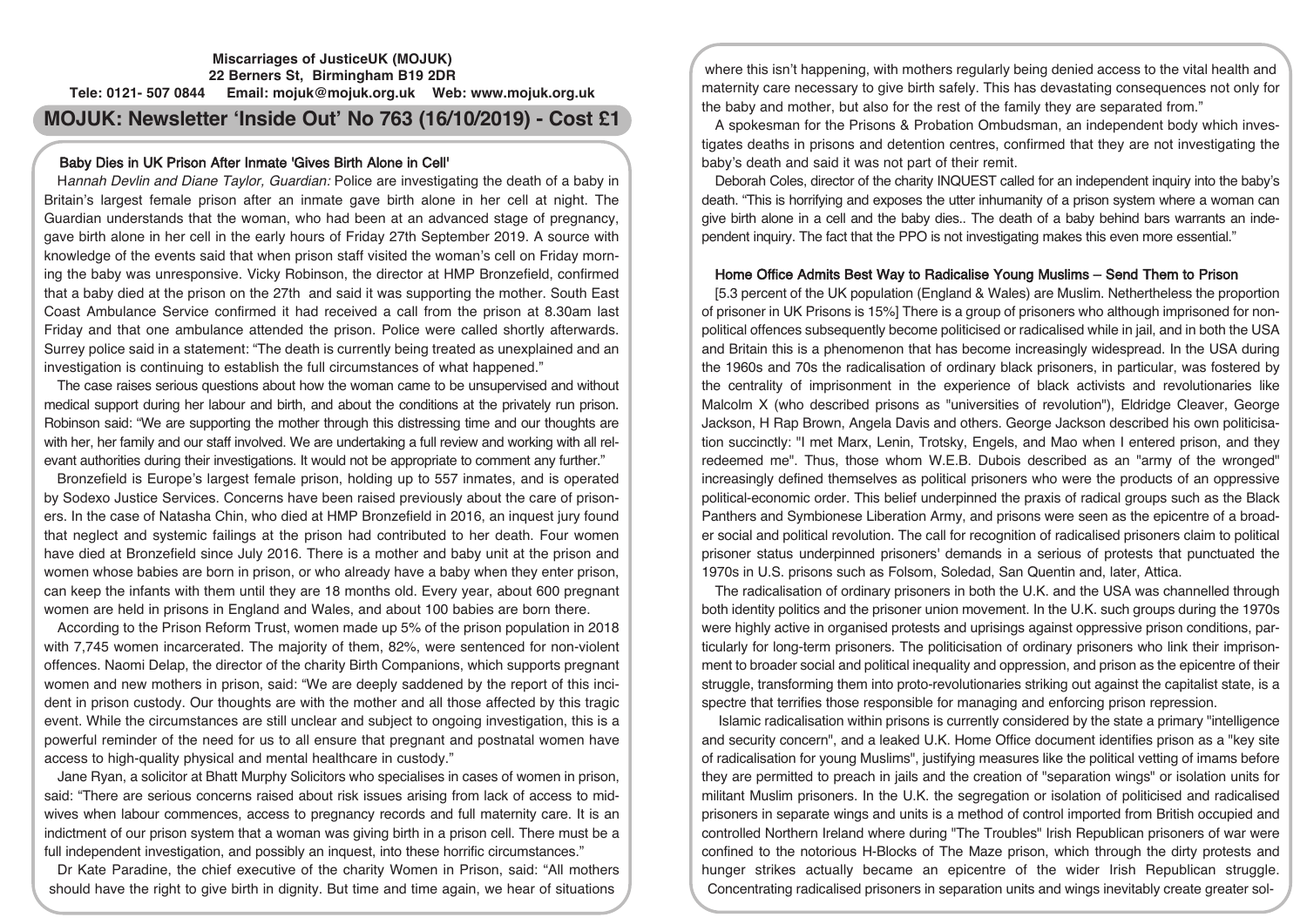**Miscarriages of JusticeUK (MOJUK)**
**22 Berners St, Birmingham B19 2DR**
**Tele: 0121- 507 0844 Email: mojuk@mojuk.org.uk Web: www.mojuk.org.uk**

# MOJUK: Newsletter 'Inside Out' No 763 (16/10/2019) - Cost £1

## Baby Dies in UK Prison After Inmate 'Gives Birth Alone in Cell'

*Hannah Devlin and Diane Taylor, Guardian:* Police are investigating the death of a baby in Britain's largest female prison after an inmate gave birth alone in her cell at night. The Guardian understands that the woman, who had been at an advanced stage of pregnancy, gave birth alone in her cell in the early hours of Friday 27th September 2019. A source with knowledge of the events said that when prison staff visited the woman's cell on Friday morning the baby was unresponsive. Vicky Robinson, the director at HMP Bronzefield, confirmed that a baby died at the prison on the 27th and said it was supporting the mother. South East Coast Ambulance Service confirmed it had received a call from the prison at 8.30am last Friday and that one ambulance attended the prison. Police were called shortly afterwards. Surrey police said in a statement: "The death is currently being treated as unexplained and an investigation is continuing to establish the full circumstances of what happened."

The case raises serious questions about how the woman came to be unsupervised and without medical support during her labour and birth, and about the conditions at the privately run prison. Robinson said: "We are supporting the mother through this distressing time and our thoughts are with her, her family and our staff involved. We are undertaking a full review and working with all relevant authorities during their investigations. It would not be appropriate to comment any further."

Bronzefield is Europe's largest female prison, holding up to 557 inmates, and is operated by Sodexo Justice Services. Concerns have been raised previously about the care of prisoners. In the case of Natasha Chin, who died at HMP Bronzefield in 2016, an inquest jury found that neglect and systemic failings at the prison had contributed to her death. Four women have died at Bronzefield since July 2016. There is a mother and baby unit at the prison and women whose babies are born in prison, or who already have a baby when they enter prison, can keep the infants with them until they are 18 months old. Every year, about 600 pregnant women are held in prisons in England and Wales, and about 100 babies are born there.

According to the Prison Reform Trust, women made up 5% of the prison population in 2018 with 7,745 women incarcerated. The majority of them, 82%, were sentenced for non-violent offences. Naomi Delap, the director of the charity Birth Companions, which supports pregnant women and new mothers in prison, said: "We are deeply saddened by the report of this incident in prison custody. Our thoughts are with the mother and all those affected by this tragic event. While the circumstances are still unclear and subject to ongoing investigation, this is a powerful reminder of the need for us to all ensure that pregnant and postnatal women have access to high-quality physical and mental healthcare in custody."

Jane Ryan, a solicitor at Bhatt Murphy Solicitors who specialises in cases of women in prison, said: "There are serious concerns raised about risk issues arising from lack of access to midwives when labour commences, access to pregnancy records and full maternity care. It is an indictment of our prison system that a woman was giving birth in a prison cell. There must be a full independent investigation, and possibly an inquest, into these horrific circumstances."

Dr Kate Paradine, the chief executive of the charity Women in Prison, said: "All mothers should have the right to give birth in dignity. But time and time again, we hear of situations where this isn't happening, with mothers regularly being denied access to the vital health and maternity care necessary to give birth safely. This has devastating consequences not only for the baby and mother, but also for the rest of the family they are separated from."

A spokesman for the Prisons & Probation Ombudsman, an independent body which investigates deaths in prisons and detention centres, confirmed that they are not investigating the baby's death and said it was not part of their remit.

Deborah Coles, director of the charity INQUEST called for an independent inquiry into the baby's death. "This is horrifying and exposes the utter inhumanity of a prison system where a woman can give birth alone in a cell and the baby dies.. The death of a baby behind bars warrants an independent inquiry. The fact that the PPO is not investigating makes this even more essential."

## Home Office Admits Best Way to Radicalise Young Muslims – Send Them to Prison

[5.3 percent of the UK population (England & Wales) are Muslim. Nethertheless the proportion of prisoner in UK Prisons is 15%] There is a group of prisoners who although imprisoned for non-political offences subsequently become politicised or radicalised while in jail, and in both the USA and Britain this is a phenomenon that has become increasingly widespread. In the USA during the 1960s and 70s the radicalisation of ordinary black prisoners, in particular, was fostered by the centrality of imprisonment in the experience of black activists and revolutionaries like Malcolm X (who described prisons as "universities of revolution"), Eldridge Cleaver, George Jackson, H Rap Brown, Angela Davis and others. George Jackson described his own politicisation succinctly: "I met Marx, Lenin, Trotsky, Engels, and Mao when I entered prison, and they redeemed me". Thus, those whom W.E.B. Dubois described as an "army of the wronged" increasingly defined themselves as political prisoners who were the products of an oppressive political-economic order. This belief underpinned the praxis of radical groups such as the Black Panthers and Symbionese Liberation Army, and prisons were seen as the epicentre of a broader social and political revolution. The call for recognition of radicalised prisoners claim to political prisoner status underpinned prisoners' demands in a serious of protests that punctuated the 1970s in U.S. prisons such as Folsom, Soledad, San Quentin and, later, Attica.

The radicalisation of ordinary prisoners in both the U.K. and the USA was channelled through both identity politics and the prisoner union movement. In the U.K. such groups during the 1970s were highly active in organised protests and uprisings against oppressive prison conditions, particularly for long-term prisoners. The politicisation of ordinary prisoners who link their imprisonment to broader social and political inequality and oppression, and prison as the epicentre of their struggle, transforming them into proto-revolutionaries striking out against the capitalist state, is a spectre that terrifies those responsible for managing and enforcing prison repression.

Islamic radicalisation within prisons is currently considered by the state a primary "intelligence and security concern", and a leaked U.K. Home Office document identifies prison as a "key site of radicalisation for young Muslims", justifying measures like the political vetting of imams before they are permitted to preach in jails and the creation of "separation wings" or isolation units for militant Muslim prisoners. In the U.K. the segregation or isolation of politicised and radicalised prisoners in separate wings and units is a method of control imported from British occupied and controlled Northern Ireland where during "The Troubles" Irish Republican prisoners of war were confined to the notorious H-Blocks of The Maze prison, which through the dirty protests and hunger strikes actually became an epicentre of the wider Irish Republican struggle. Concentrating radicalised prisoners in separation units and wings inevitably create greater sol-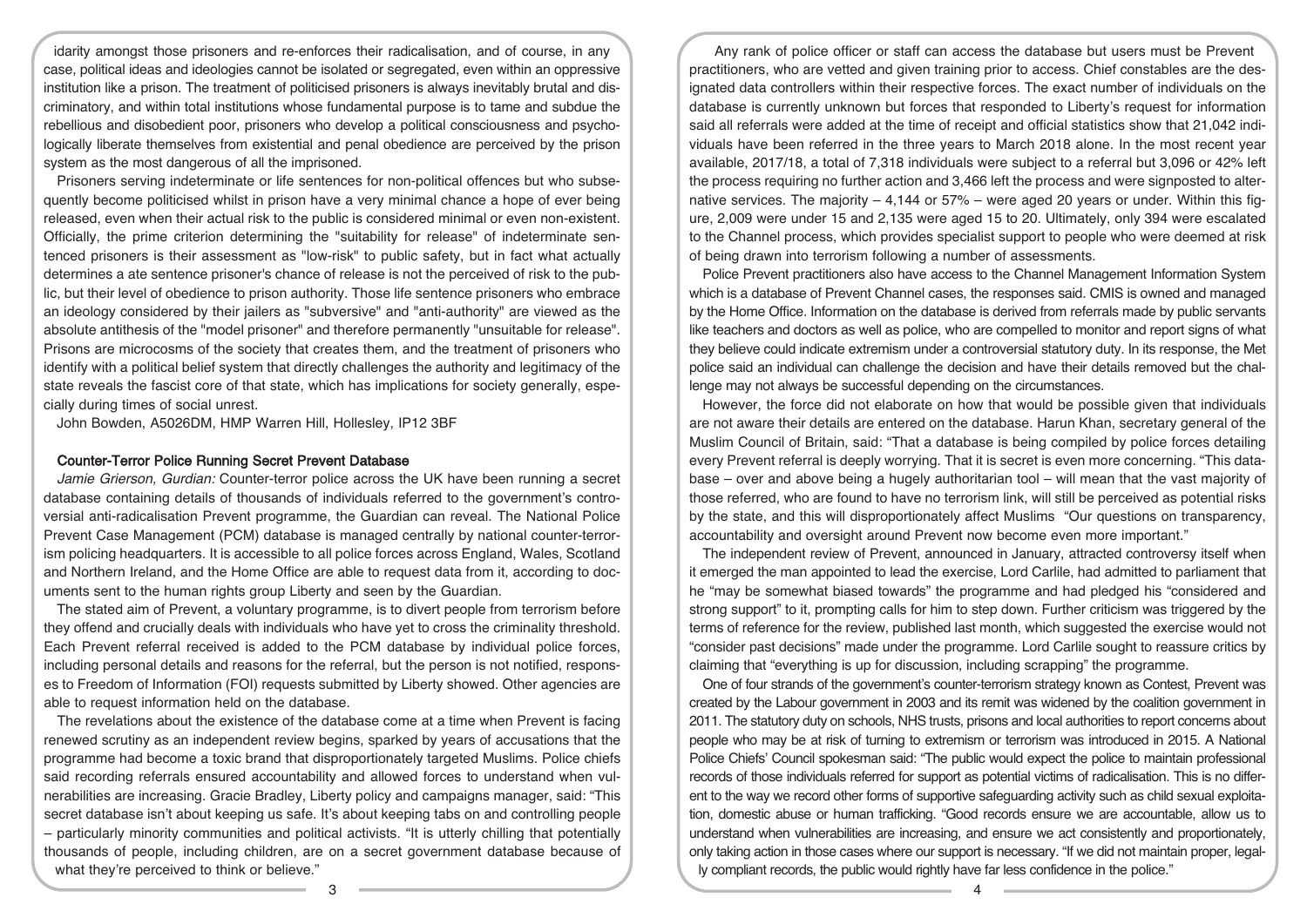idarity amongst those prisoners and re-enforces their radicalisation, and of course, in any case, political ideas and ideologies cannot be isolated or segregated, even within an oppressive institution like a prison. The treatment of politicised prisoners is always inevitably brutal and discriminatory, and within total institutions whose fundamental purpose is to tame and subdue the rebellious and disobedient poor, prisoners who develop a political consciousness and psychologically liberate themselves from existential and penal obedience are perceived by the prison system as the most dangerous of all the imprisoned.

Prisoners serving indeterminate or life sentences for non-political offences but who subsequently become politicised whilst in prison have a very minimal chance a hope of ever being released, even when their actual risk to the public is considered minimal or even non-existent. Officially, the prime criterion determining the "suitability for release" of indeterminate sentenced prisoners is their assessment as "low-risk" to public safety, but in fact what actually determines a ate sentence prisoner's chance of release is not the perceived of risk to the public, but their level of obedience to prison authority. Those life sentence prisoners who embrace an ideology considered by their jailers as "subversive" and "anti-authority" are viewed as the absolute antithesis of the "model prisoner" and therefore permanently "unsuitable for release". Prisons are microcosms of the society that creates them, and the treatment of prisoners who identify with a political belief system that directly challenges the authority and legitimacy of the state reveals the fascist core of that state, which has implications for society generally, especially during times of social unrest.

John Bowden, A5026DM, HMP Warren Hill, Hollesley, IP12 3BF

### Counter-Terror Police Running Secret Prevent Database

*Jamie Grierson, Gurdian:* Counter-terror police across the UK have been running a secret database containing details of thousands of individuals referred to the government's controversial anti-radicalisation Prevent programme, the Guardian can reveal. The National Police Prevent Case Management (PCM) database is managed centrally by national counter-terrorism policing headquarters. It is accessible to all police forces across England, Wales, Scotland and Northern Ireland, and the Home Office are able to request data from it, according to documents sent to the human rights group Liberty and seen by the Guardian.

The stated aim of Prevent, a voluntary programme, is to divert people from terrorism before they offend and crucially deals with individuals who have yet to cross the criminality threshold. Each Prevent referral received is added to the PCM database by individual police forces, including personal details and reasons for the referral, but the person is not notified, responses to Freedom of Information (FOI) requests submitted by Liberty showed. Other agencies are able to request information held on the database.

The revelations about the existence of the database come at a time when Prevent is facing renewed scrutiny as an independent review begins, sparked by years of accusations that the programme had become a toxic brand that disproportionately targeted Muslims. Police chiefs said recording referrals ensured accountability and allowed forces to understand when vulnerabilities are increasing. Gracie Bradley, Liberty policy and campaigns manager, said: "This secret database isn't about keeping us safe. It's about keeping tabs on and controlling people – particularly minority communities and political activists. "It is utterly chilling that potentially thousands of people, including children, are on a secret government database because of what they're perceived to think or believe."

Any rank of police officer or staff can access the database but users must be Prevent practitioners, who are vetted and given training prior to access. Chief constables are the designated data controllers within their respective forces. The exact number of individuals on the database is currently unknown but forces that responded to Liberty's request for information said all referrals were added at the time of receipt and official statistics show that 21,042 individuals have been referred in the three years to March 2018 alone. In the most recent year available, 2017/18, a total of 7,318 individuals were subject to a referral but 3,096 or 42% left the process requiring no further action and 3,466 left the process and were signposted to alternative services. The majority – 4,144 or 57% – were aged 20 years or under. Within this figure, 2,009 were under 15 and 2,135 were aged 15 to 20. Ultimately, only 394 were escalated to the Channel process, which provides specialist support to people who were deemed at risk of being drawn into terrorism following a number of assessments.

Police Prevent practitioners also have access to the Channel Management Information System which is a database of Prevent Channel cases, the responses said. CMIS is owned and managed by the Home Office. Information on the database is derived from referrals made by public servants like teachers and doctors as well as police, who are compelled to monitor and report signs of what they believe could indicate extremism under a controversial statutory duty. In its response, the Met police said an individual can challenge the decision and have their details removed but the challenge may not always be successful depending on the circumstances.

However, the force did not elaborate on how that would be possible given that individuals are not aware their details are entered on the database. Harun Khan, secretary general of the Muslim Council of Britain, said: "That a database is being compiled by police forces detailing every Prevent referral is deeply worrying. That it is secret is even more concerning. "This database – over and above being a hugely authoritarian tool – will mean that the vast majority of those referred, who are found to have no terrorism link, will still be perceived as potential risks by the state, and this will disproportionately affect Muslims "Our questions on transparency, accountability and oversight around Prevent now become even more important."

The independent review of Prevent, announced in January, attracted controversy itself when it emerged the man appointed to lead the exercise, Lord Carlile, had admitted to parliament that he "may be somewhat biased towards" the programme and had pledged his "considered and strong support" to it, prompting calls for him to step down. Further criticism was triggered by the terms of reference for the review, published last month, which suggested the exercise would not "consider past decisions" made under the programme. Lord Carlile sought to reassure critics by claiming that "everything is up for discussion, including scrapping" the programme.

One of four strands of the government's counter-terrorism strategy known as Contest, Prevent was created by the Labour government in 2003 and its remit was widened by the coalition government in 2011. The statutory duty on schools, NHS trusts, prisons and local authorities to report concerns about people who may be at risk of turning to extremism or terrorism was introduced in 2015. A National Police Chiefs' Council spokesman said: "The public would expect the police to maintain professional records of those individuals referred for support as potential victims of radicalisation. This is no different to the way we record other forms of supportive safeguarding activity such as child sexual exploitation, domestic abuse or human trafficking. "Good records ensure we are accountable, allow us to understand when vulnerabilities are increasing, and ensure we act consistently and proportionately, only taking action in those cases where our support is necessary. "If we did not maintain proper, legally compliant records, the public would rightly have far less confidence in the police."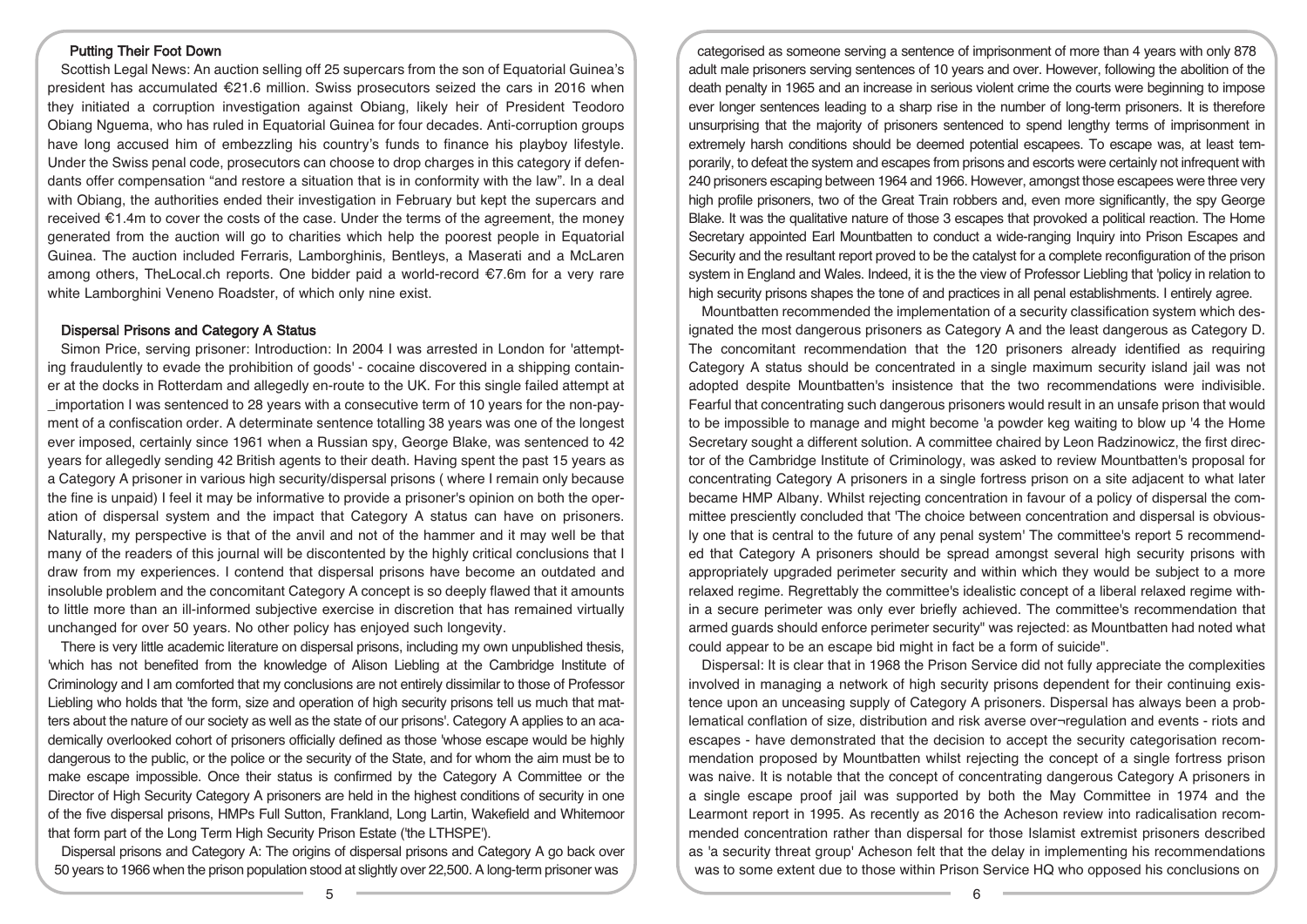### Putting Their Foot Down

Scottish Legal News: An auction selling off 25 supercars from the son of Equatorial Guinea's president has accumulated €21.6 million. Swiss prosecutors seized the cars in 2016 when they initiated a corruption investigation against Obiang, likely heir of President Teodoro Obiang Nguema, who has ruled in Equatorial Guinea for four decades. Anti-corruption groups have long accused him of embezzling his country's funds to finance his playboy lifestyle. Under the Swiss penal code, prosecutors can choose to drop charges in this category if defendants offer compensation "and restore a situation that is in conformity with the law". In a deal with Obiang, the authorities ended their investigation in February but kept the supercars and received €1.4m to cover the costs of the case. Under the terms of the agreement, the money generated from the auction will go to charities which help the poorest people in Equatorial Guinea. The auction included Ferraris, Lamborghinis, Bentleys, a Maserati and a McLaren among others, TheLocal.ch reports. One bidder paid a world-record €7.6m for a very rare white Lamborghini Veneno Roadster, of which only nine exist.

### Dispersal Prisons and Category A Status

Simon Price, serving prisoner: Introduction: In 2004 I was arrested in London for 'attempting fraudulently to evade the prohibition of goods' - cocaine discovered in a shipping container at the docks in Rotterdam and allegedly en-route to the UK. For this single failed attempt at _importation I was sentenced to 28 years with a consecutive term of 10 years for the non-payment of a confiscation order. A determinate sentence totalling 38 years was one of the longest ever imposed, certainly since 1961 when a Russian spy, George Blake, was sentenced to 42 years for allegedly sending 42 British agents to their death. Having spent the past 15 years as a Category A prisoner in various high security/dispersal prisons ( where I remain only because the fine is unpaid) I feel it may be informative to provide a prisoner's opinion on both the operation of dispersal system and the impact that Category A status can have on prisoners. Naturally, my perspective is that of the anvil and not of the hammer and it may well be that many of the readers of this journal will be discontented by the highly critical conclusions that I draw from my experiences. I contend that dispersal prisons have become an outdated and insoluble problem and the concomitant Category A concept is so deeply flawed that it amounts to little more than an ill-informed subjective exercise in discretion that has remained virtually unchanged for over 50 years. No other policy has enjoyed such longevity.

There is very little academic literature on dispersal prisons, including my own unpublished thesis, 'which has not benefited from the knowledge of Alison Liebling at the Cambridge Institute of Criminology and I am comforted that my conclusions are not entirely dissimilar to those of Professor Liebling who holds that 'the form, size and operation of high security prisons tell us much that matters about the nature of our society as well as the state of our prisons'. Category A applies to an academically overlooked cohort of prisoners officially defined as those 'whose escape would be highly dangerous to the public, or the police or the security of the State, and for whom the aim must be to make escape impossible. Once their status is confirmed by the Category A Committee or the Director of High Security Category A prisoners are held in the highest conditions of security in one of the five dispersal prisons, HMPs Full Sutton, Frankland, Long Lartin, Wakefield and Whitemoor that form part of the Long Term High Security Prison Estate ('the LTHSPE').

Dispersal prisons and Category A: The origins of dispersal prisons and Category A go back over 50 years to 1966 when the prison population stood at slightly over 22,500. A long-term prisoner was categorised as someone serving a sentence of imprisonment of more than 4 years with only 878 adult male prisoners serving sentences of 10 years and over. However, following the abolition of the death penalty in 1965 and an increase in serious violent crime the courts were beginning to impose ever longer sentences leading to a sharp rise in the number of long-term prisoners. It is therefore unsurprising that the majority of prisoners sentenced to spend lengthy terms of imprisonment in extremely harsh conditions should be deemed potential escapees. To escape was, at least temporarily, to defeat the system and escapes from prisons and escorts were certainly not infrequent with 240 prisoners escaping between 1964 and 1966. However, amongst those escapees were three very high profile prisoners, two of the Great Train robbers and, even more significantly, the spy George Blake. It was the qualitative nature of those 3 escapes that provoked a political reaction. The Home Secretary appointed Earl Mountbatten to conduct a wide-ranging Inquiry into Prison Escapes and Security and the resultant report proved to be the catalyst for a complete reconfiguration of the prison system in England and Wales. Indeed, it is the view of Professor Liebling that 'policy in relation to high security prisons shapes the tone of and practices in all penal establishments. I entirely agree.

Mountbatten recommended the implementation of a security classification system which designated the most dangerous prisoners as Category A and the least dangerous as Category D. The concomitant recommendation that the 120 prisoners already identified as requiring Category A status should be concentrated in a single maximum security island jail was not adopted despite Mountbatten's insistence that the two recommendations were indivisible. Fearful that concentrating such dangerous prisoners would result in an unsafe prison that would to be impossible to manage and might become 'a powder keg waiting to blow up '4 the Home Secretary sought a different solution. A committee chaired by Leon Radzinowicz, the first director of the Cambridge Institute of Criminology, was asked to review Mountbatten's proposal for concentrating Category A prisoners in a single fortress prison on a site adjacent to what later became HMP Albany. Whilst rejecting concentration in favour of a policy of dispersal the committee presciently concluded that 'The choice between concentration and dispersal is obviously one that is central to the future of any penal system' The committee's report 5 recommended that Category A prisoners should be spread amongst several high security prisons with appropriately upgraded perimeter security and within which they would be subject to a more relaxed regime. Regrettably the committee's idealistic concept of a liberal relaxed regime within a secure perimeter was only ever briefly achieved. The committee's recommendation that armed guards should enforce perimeter security" was rejected: as Mountbatten had noted what could appear to be an escape bid might in fact be a form of suicide".

Dispersal: It is clear that in 1968 the Prison Service did not fully appreciate the complexities involved in managing a network of high security prisons dependent for their continuing existence upon an unceasing supply of Category A prisoners. Dispersal has always been a problematical conflation of size, distribution and risk averse over-regulation and events - riots and escapes - have demonstrated that the decision to accept the security categorisation recommendation proposed by Mountbatten whilst rejecting the concept of a single fortress prison was naive. It is notable that the concept of concentrating dangerous Category A prisoners in a single escape proof jail was supported by both the May Committee in 1974 and the Learmont report in 1995. As recently as 2016 the Acheson review into radicalisation recommended concentration rather than dispersal for those Islamist extremist prisoners described as 'a security threat group' Acheson felt that the delay in implementing his recommendations was to some extent due to those within Prison Service HQ who opposed his conclusions on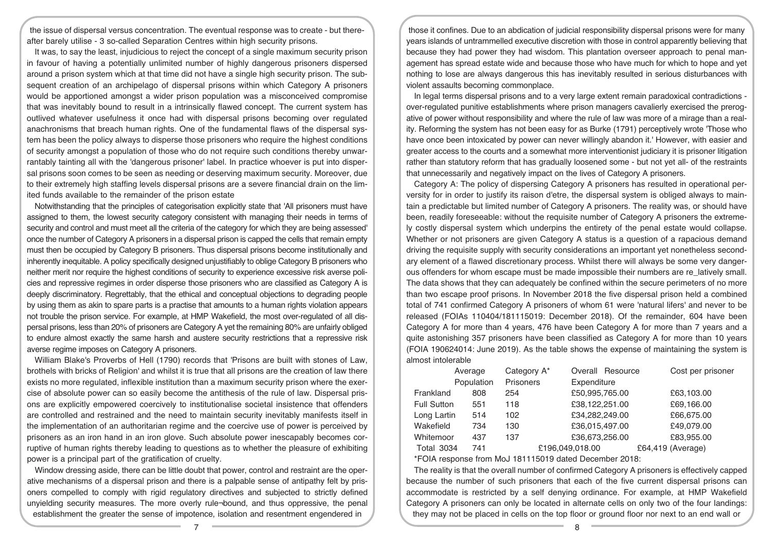the issue of dispersal versus concentration. The eventual response was to create - but thereafter barely utilise - 3 so-called Separation Centres within high security prisons.

It was, to say the least, injudicious to reject the concept of a single maximum security prison in favour of having a potentially unlimited number of highly dangerous prisoners dispersed around a prison system which at that time did not have a single high security prison. The subsequent creation of an archipelago of dispersal prisons within which Category A prisoners would be apportioned amongst a wider prison population was a misconceived compromise that was inevitably bound to result in a intrinsically flawed concept. The current system has outlived whatever usefulness it once had with dispersal prisons becoming over regulated anachronisms that breach human rights. One of the fundamental flaws of the dispersal system has been the policy always to disperse those prisoners who require the highest conditions of security amongst a population of those who do not require such conditions thereby unwarrantably tainting all with the 'dangerous prisoner' label. In practice whoever is put into dispersal prisons soon comes to be seen as needing or deserving maximum security. Moreover, due to their extremely high staffing levels dispersal prisons are a severe financial drain on the limited funds available to the remainder of the prison estate

Notwithstanding that the principles of categorisation explicitly state that 'All prisoners must have assigned to them, the lowest security category consistent with managing their needs in terms of security and control and must meet all the criteria of the category for which they are being assessed' once the number of Category A prisoners in a dispersal prison is capped the cells that remain empty must then be occupied by Category B prisoners. Thus dispersal prisons become institutionally and inherently inequitable. A policy specifically designed unjustifiably to oblige Category B prisoners who neither merit nor require the highest conditions of security to experience excessive risk averse policies and repressive regimes in order disperse those prisoners who are classified as Category A is deeply discriminatory. Regrettably, that the ethical and conceptual objections to degrading people by using them as akin to spare parts is a practise that amounts to a human rights violation appears not trouble the prison service. For example, at HMP Wakefield, the most over-regulated of all dispersal prisons, less than 20% of prisoners are Category A yet the remaining 80% are unfairly obliged to endure almost exactly the same harsh and austere security restrictions that a repressive risk averse regime imposes on Category A prisoners.

William Blake's Proverbs of Hell (1790) records that 'Prisons are built with stones of Law, brothels with bricks of Religion' and whilst it is true that all prisons are the creation of law there exists no more regulated, inflexible institution than a maximum security prison where the exercise of absolute power can so easily become the antithesis of the rule of law. Dispersal prisons are explicitly empowered coercively to institutionalise societal insistence that offenders are controlled and restrained and the need to maintain security inevitably manifests itself in the implementation of an authoritarian regime and the coercive use of power is perceived by prisoners as an iron hand in an iron glove. Such absolute power inescapably becomes corruptive of human rights thereby leading to questions as to whether the pleasure of exhibiting power is a principal part of the gratification of cruelty.

Window dressing aside, there can be little doubt that power, control and restraint are the operative mechanisms of a dispersal prison and there is a palpable sense of antipathy felt by prisoners compelled to comply with rigid regulatory directives and subjected to strictly defined unyielding security measures. The more overly rule-bound, and thus oppressive, the penal establishment the greater the sense of impotence, isolation and resentment engendered in those it confines. Due to an abdication of judicial responsibility dispersal prisons were for many years islands of untrammelled executive discretion with those in control apparently believing that because they had power they had wisdom. This plantation overseer approach to penal management has spread estate wide and because those who have much for which to hope and yet nothing to lose are always dangerous this has inevitably resulted in serious disturbances with violent assaults becoming commonplace.

In legal terms dispersal prisons and to a very large extent remain paradoxical contradictions - over-regulated punitive establishments where prison managers cavalierly exercised the prerogative of power without responsibility and where the rule of law was more of a mirage than a reality. Reforming the system has not been easy for as Burke (1791) perceptively wrote 'Those who have once been intoxicated by power can never willingly abandon it.' However, with easier and greater access to the courts and a somewhat more interventionist judiciary it is prisoner litigation rather than statutory reform that has gradually loosened some - but not yet all- of the restraints that unnecessarily and negatively impact on the lives of Category A prisoners.

Category A: The policy of dispersing Category A prisoners has resulted in operational perversity for in order to justify its raison d'etre, the dispersal system is obliged always to maintain a predictable but limited number of Category A prisoners. The reality was, or should have been, readily foreseeable: without the requisite number of Category A prisoners the extremely costly dispersal system which underpins the entirety of the penal estate would collapse. Whether or not prisoners are given Category A status is a question of a rapacious demand driving the requisite supply with security considerations an important yet nonetheless secondary element of a flawed discretionary process. Whilst there will always be some very dangerous offenders for whom escape must be made impossible their numbers are relatively small. The data shows that they can adequately be confined within the secure perimeters of no more than two escape proof prisons. In November 2018 the five dispersal prison held a combined total of 741 confirmed Category A prisoners of whom 61 were 'natural lifers' and never to be released (FOIAs 110404/181115019: December 2018). Of the remainder, 604 have been Category A for more than 4 years, 476 have been Category A for more than 7 years and a quite astonishing 357 prisoners have been classified as Category A for more than 10 years (FOIA 190624014: June 2019). As the table shows the expense of maintaining the system is almost intolerable

| | Average Population | Category A* Prisoners | Overall Resource Expenditure | Cost per prisoner |
|---|---|---|---|---|
| Frankland | 808 | 254 | £50,995,765.00 | £63,103.00 |
| Full Sutton | 551 | 118 | £38,122,251.00 | £69,166.00 |
| Long Lartin | 514 | 102 | £34,282,249.00 | £66,675.00 |
| Wakefield | 734 | 130 | £36,015,497.00 | £49,079.00 |
| Whitemoor | 437 | 137 | £36,673,256.00 | £83,955.00 |
| Total | 3034 | 741 | £196,049,018.00 | £64,419 (Average) |

*FOIA response from MoJ 181115019 dated December 2018:

The reality is that the overall number of confirmed Category A prisoners is effectively capped because the number of such prisoners that each of the five current dispersal prisons can accommodate is restricted by a self denying ordinance. For example, at HMP Wakefield Category A prisoners can only be located in alternate cells on only two of the four landings: they may not be placed in cells on the top floor or ground floor nor next to an end wall or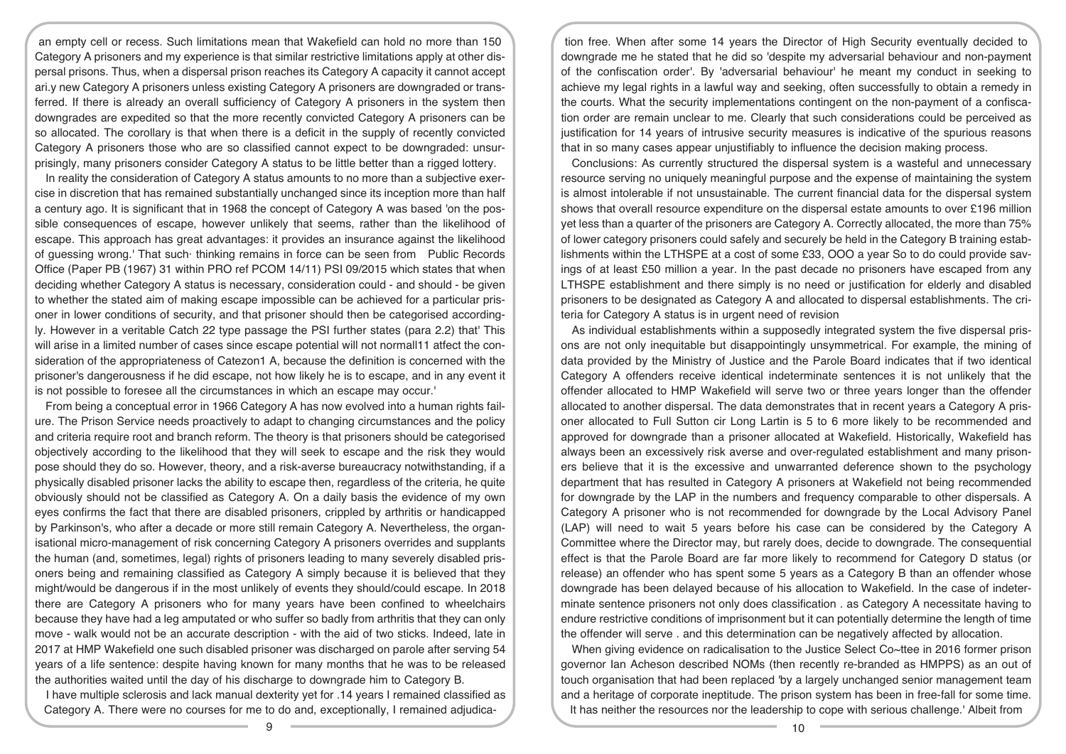an empty cell or recess. Such limitations mean that Wakefield can hold no more than 150 Category A prisoners and my experience is that similar restrictive limitations apply at other dispersal prisons. Thus, when a dispersal prison reaches its Category A capacity it cannot accept ari.y new Category A prisoners unless existing Category A prisoners are downgraded or transferred. If there is already an overall sufficiency of Category A prisoners in the system then downgrades are expedited so that the more recently convicted Category A prisoners can be so allocated. The corollary is that when there is a deficit in the supply of recently convicted Category A prisoners those who are so classified cannot expect to be downgraded: unsurprisingly, many prisoners consider Category A status to be little better than a rigged lottery.

In reality the consideration of Category A status amounts to no more than a subjective exercise in discretion that has remained substantially unchanged since its inception more than half a century ago. It is significant that in 1968 the concept of Category A was based 'on the possible consequences of escape, however unlikely that seems, rather than the likelihood of escape. This approach has great advantages: it provides an insurance against the likelihood of guessing wrong.' That such· thinking remains in force can be seen from Public Records Office (Paper PB (1967) 31 within PRO ref PCOM 14/11) PSI 09/2015 which states that when deciding whether Category A status is necessary, consideration could - and should - be given to whether the stated aim of making escape impossible can be achieved for a particular prisoner in lower conditions of security, and that prisoner should then be categorised accordingly. However in a veritable Catch 22 type passage the PSI further states (para 2.2) that' This will arise in a limited number of cases since escape potential will not normall11 affect the consideration of the appropriateness of Catezon1 A, because the definition is concerned with the prisoner's dangerousness if he did escape, not how likely he is to escape, and in any event it is not possible to foresee all the circumstances in which an escape may occur.'

From being a conceptual error in 1966 Category A has now evolved into a human rights failure. The Prison Service needs proactively to adapt to changing circumstances and the policy and criteria require root and branch reform. The theory is that prisoners should be categorised objectively according to the likelihood that they will seek to escape and the risk they would pose should they do so. However, theory, and a risk-averse bureaucracy notwithstanding, if a physically disabled prisoner lacks the ability to escape then, regardless of the criteria, he quite obviously should not be classified as Category A. On a daily basis the evidence of my own eyes confirms the fact that there are disabled prisoners, crippled by arthritis or handicapped by Parkinson's, who after a decade or more still remain Category A. Nevertheless, the organisational micro-management of risk concerning Category A prisoners overrides and supplants the human (and, sometimes, legal) rights of prisoners leading to many severely disabled prisoners being and remaining classified as Category A simply because it is believed that they might/would be dangerous if in the most unlikely of events they should/could escape. In 2018 there are Category A prisoners who for many years have been confined to wheelchairs because they have had a leg amputated or who suffer so badly from arthritis that they can only move - walk would not be an accurate description - with the aid of two sticks. Indeed, late in 2017 at HMP Wakefield one such disabled prisoner was discharged on parole after serving 54 years of a life sentence: despite having known for many months that he was to be released the authorities waited until the day of his discharge to downgrade him to Category B.

I have multiple sclerosis and lack manual dexterity yet for .14 years I remained classified as Category A. There were no courses for me to do and, exceptionally, I remained adjudication free. When after some 14 years the Director of High Security eventually decided to downgrade me he stated that he did so 'despite my adversarial behaviour and non-payment of the confiscation order'. By 'adversarial behaviour' he meant my conduct in seeking to achieve my legal rights in a lawful way and seeking, often successfully to obtain a remedy in the courts. What the security implementations contingent on the non-payment of a confiscation order are remain unclear to me. Clearly that such considerations could be perceived as justification for 14 years of intrusive security measures is indicative of the spurious reasons that in so many cases appear unjustifiably to influence the decision making process.

Conclusions: As currently structured the dispersal system is a wasteful and unnecessary resource serving no uniquely meaningful purpose and the expense of maintaining the system is almost intolerable if not unsustainable. The current financial data for the dispersal system shows that overall resource expenditure on the dispersal estate amounts to over £196 million yet less than a quarter of the prisoners are Category A. Correctly allocated, the more than 75% of lower category prisoners could safely and securely be held in the Category B training establishments within the LTHSPE at a cost of some £33, OOO a year So to do could provide savings of at least £50 million a year. In the past decade no prisoners have escaped from any LTHSPE establishment and there simply is no need or justification for elderly and disabled prisoners to be designated as Category A and allocated to dispersal establishments. The criteria for Category A status is in urgent need of revision

As individual establishments within a supposedly integrated system the five dispersal prisons are not only inequitable but disappointingly unsymmetrical. For example, the mining of data provided by the Ministry of Justice and the Parole Board indicates that if two identical Category A offenders receive identical indeterminate sentences it is not unlikely that the offender allocated to HMP Wakefield will serve two or three years longer than the offender allocated to another dispersal. The data demonstrates that in recent years a Category A prisoner allocated to Full Sutton cir Long Lartin is 5 to 6 more likely to be recommended and approved for downgrade than a prisoner allocated at Wakefield. Historically, Wakefield has always been an excessively risk averse and over-regulated establishment and many prisoners believe that it is the excessive and unwarranted deference shown to the psychology department that has resulted in Category A prisoners at Wakefield not being recommended for downgrade by the LAP in the numbers and frequency comparable to other dispersals. A Category A prisoner who is not recommended for downgrade by the Local Advisory Panel (LAP) will need to wait 5 years before his case can be considered by the Category A Committee where the Director may, but rarely does, decide to downgrade. The consequential effect is that the Parole Board are far more likely to recommend for Category D status (or release) an offender who has spent some 5 years as a Category B than an offender whose downgrade has been delayed because of his allocation to Wakefield. In the case of indeterminate sentence prisoners not only does classification . as Category A necessitate having to endure restrictive conditions of imprisonment but it can potentially determine the length of time the offender will serve . and this determination can be negatively affected by allocation.

When giving evidence on radicalisation to the Justice Select Co~ttee in 2016 former prison governor Ian Acheson described NOMs (then recently re-branded as HMPPS) as an out of touch organisation that had been replaced 'by a largely unchanged senior management team and a heritage of corporate ineptitude. The prison system has been in free-fall for some time. It has neither the resources nor the leadership to cope with serious challenge.' Albeit from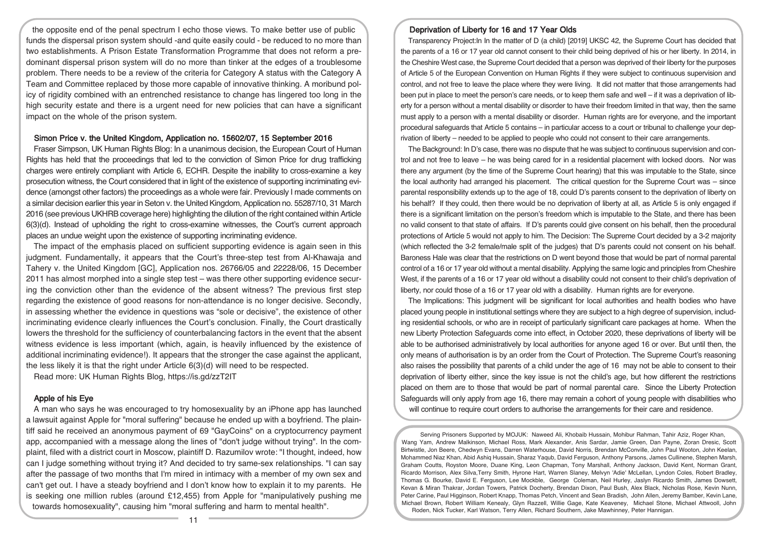the opposite end of the penal spectrum I echo those views. To make better use of public funds the dispersal prison system should -and quite easily could - be reduced to no more than two establishments. A Prison Estate Transformation Programme that does not reform a predominant dispersal prison system will do no more than tinker at the edges of a troublesome problem. There needs to be a review of the criteria for Category A status with the Category A Team and Committee replaced by those more capable of innovative thinking. A moribund policy of rigidity combined with an entrenched resistance to change has lingered too long in the high security estate and there is a urgent need for new policies that can have a significant impact on the whole of the prison system.

### Simon Price v. the United Kingdom, Application no. 15602/07, 15 September 2016

Fraser Simpson, UK Human Rights Blog: In a unanimous decision, the European Court of Human Rights has held that the proceedings that led to the conviction of Simon Price for drug trafficking charges were entirely compliant with Article 6, ECHR. Despite the inability to cross-examine a key prosecution witness, the Court considered that in light of the existence of supporting incriminating evidence (amongst other factors) the proceedings as a whole were fair. Previously I made comments on a similar decision earlier this year in Seton v. the United Kingdom, Application no. 55287/10, 31 March 2016 (see previous UKHRB coverage here) highlighting the dilution of the right contained within Article 6(3)(d). Instead of upholding the right to cross-examine witnesses, the Court's current approach places an undue weight upon the existence of supporting incriminating evidence.

The impact of the emphasis placed on sufficient supporting evidence is again seen in this judgment. Fundamentally, it appears that the Court's three-step test from Al-Khawaja and Tahery v. the United Kingdom [GC], Application nos. 26766/05 and 22228/06, 15 December 2011 has almost morphed into a single step test – was there other supporting evidence securing the conviction other than the evidence of the absent witness? The previous first step regarding the existence of good reasons for non-attendance is no longer decisive. Secondly, in assessing whether the evidence in questions was "sole or decisive", the existence of other incriminating evidence clearly influences the Court's conclusion. Finally, the Court drastically lowers the threshold for the sufficiency of counterbalancing factors in the event that the absent witness evidence is less important (which, again, is heavily influenced by the existence of additional incriminating evidence!). It appears that the stronger the case against the applicant, the less likely it is that the right under Article 6(3)(d) will need to be respected.

Read more: UK Human Rights Blog, https://is.gd/zzT2IT

### Apple of his Eye

A man who says he was encouraged to try homosexuality by an iPhone app has launched a lawsuit against Apple for "moral suffering" because he ended up with a boyfriend. The plaintiff said he received an anonymous payment of 69 "GayCoins" on a cryptocurrency payment app, accompanied with a message along the lines of "don't judge without trying". In the complaint, filed with a district court in Moscow, plaintiff D. Razumilov wrote: "I thought, indeed, how can I judge something without trying it? And decided to try same-sex relationships. "I can say after the passage of two months that I'm mired in intimacy with a member of my own sex and can't get out. I have a steady boyfriend and I don't know how to explain it to my parents. He is seeking one million rubles (around £12,455) from Apple for "manipulatively pushing me towards homosexuality", causing him "moral suffering and harm to mental health".

### Deprivation of Liberty for 16 and 17 Year Olds

Transparency Project:In In the matter of D (a child) [2019] UKSC 42, the Supreme Court has decided that the parents of a 16 or 17 year old cannot consent to their child being deprived of his or her liberty. In 2014, in the Cheshire West case, the Supreme Court decided that a person was deprived of their liberty for the purposes of Article 5 of the European Convention on Human Rights if they were subject to continuous supervision and control, and not free to leave the place where they were living. It did not matter that those arrangements had been put in place to meet the person's care needs, or to keep them safe and well – if it was a deprivation of liberty for a person without a mental disability or disorder to have their freedom limited in that way, then the same must apply to a person with a mental disability or disorder. Human rights are for everyone, and the important procedural safeguards that Article 5 contains – in particular access to a court or tribunal to challenge your deprivation of liberty – needed to be applied to people who could not consent to their care arrangements.

The Background: In D's case, there was no dispute that he was subject to continuous supervision and control and not free to leave – he was being cared for in a residential placement with locked doors. Nor was there any argument (by the time of the Supreme Court hearing) that this was imputable to the State, since the local authority had arranged his placement. The critical question for the Supreme Court was – since parental responsibility extends up to the age of 18, could D's parents consent to the deprivation of liberty on his behalf? If they could, then there would be no deprivation of liberty at all, as Article 5 is only engaged if there is a significant limitation on the person's freedom which is imputable to the State, and there has been no valid consent to that state of affairs. If D's parents could give consent on his behalf, then the procedural protections of Article 5 would not apply to him. The Decision: The Supreme Court decided by a 3-2 majority (which reflected the 3-2 female/male split of the judges) that D's parents could not consent on his behalf. Baroness Hale was clear that the restrictions on D went beyond those that would be part of normal parental control of a 16 or 17 year old without a mental disability. Applying the same logic and principles from Cheshire West, if the parents of a 16 or 17 year old without a disability could not consent to their child's deprivation of liberty, nor could those of a 16 or 17 year old with a disability. Human rights are for everyone.

The Implications: This judgment will be significant for local authorities and health bodies who have placed young people in institutional settings where they are subject to a high degree of supervision, including residential schools, or who are in receipt of particularly significant care packages at home. When the new Liberty Protection Safeguards come into effect, in October 2020, these deprivations of liberty will be able to be authorised administratively by local authorities for anyone aged 16 or over. But until then, the only means of authorisation is by an order from the Court of Protection. The Supreme Court's reasoning also raises the possibility that parents of a child under the age of 16 may not be able to consent to their deprivation of liberty either, since the key issue is not the child's age, but how different the restrictions placed on them are to those that would be part of normal parental care. Since the Liberty Protection Safeguards will only apply from age 16, there may remain a cohort of young people with disabilities who will continue to require court orders to authorise the arrangements for their care and residence.

Serving Prisoners Supported by MOJUK: Naweed Ali, Khobaib Hussain, Mohibur Rahman, Tahir Aziz, Roger Khan, Wang Yam, Andrew Malkinson, Michael Ross, Mark Alexander, Anis Sardar, Jamie Green, Dan Payne, Zoran Dresic, Scott Birtwistle, Jon Beere, Chedwyn Evans, Darren Waterhouse, David Norris, Brendan McConville, John Paul Wooton, John Keelan, Mohammed Niaz Khan, Abid Ashiq Hussain, Sharaz Yaqub, David Ferguson, Anthony Parsons, James Cullinene, Stephen Marsh, Graham Coutts, Royston Moore, Duane King, Leon Chapman, Tony Marshall, Anthony Jackson, David Kent, Norman Grant, Ricardo Morrison, Alex Silva,Terry Smith, Hyrone Hart, Warren Slaney, Melvyn 'Adie' McLellan, Lyndon Coles, Robert Bradley, Thomas G. Bourke, David E. Ferguson, Lee Mockble, George Coleman, Neil Hurley, Jaslyn Ricardo Smith, James Dowsett, Kevan & Miran Thakrar, Jordan Towers, Patrick Docherty, Brendan Dixon, Paul Bush, Alex Black, Nicholas Rose, Kevin Nunn, Peter Carine, Paul Higginson, Robert Knapp, Thomas Petch, Vincent and Sean Bradish, John Allen, Jeremy Bamber, Kevin Lane, Michael Brown, Robert William Kenealy, Glyn Razzell, Willie Gage, Kate Keaveney, Michael Stone, Michael Attwooll, John Roden, Nick Tucker, Karl Watson, Terry Allen, Richard Southern, Jake Mawhinney, Peter Hannigan.